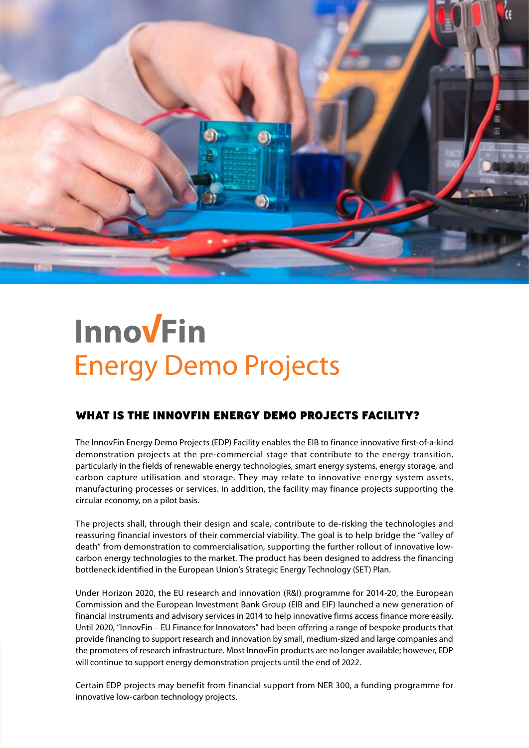# InnovFin
## Energy Demo Projects

### WHAT IS THE INNOVFIN ENERGY DEMO PROJECTS FACILITY?

The InnovFin Energy Demo Projects (EDP) Facility enables the EIB to finance innovative first-of-a-kind demonstration projects at the pre-commercial stage that contribute to the energy transition, particularly in the fields of renewable energy technologies, smart energy systems, energy storage, and carbon capture utilisation and storage. They may relate to innovative energy system assets, manufacturing processes or services. In addition, the facility may finance projects supporting the circular economy, on a pilot basis.

The projects shall, through their design and scale, contribute to de-risking the technologies and reassuring financial investors of their commercial viability. The goal is to help bridge the "valley of death" from demonstration to commercialisation, supporting the further rollout of innovative low-carbon energy technologies to the market. The product has been designed to address the financing bottleneck identified in the European Union's Strategic Energy Technology (SET) Plan.

Under Horizon 2020, the EU research and innovation (R&I) programme for 2014-20, the European Commission and the European Investment Bank Group (EIB and EIF) launched a new generation of financial instruments and advisory services in 2014 to help innovative firms access finance more easily. Until 2020, "InnovFin – EU Finance for Innovators" had been offering a range of bespoke products that provide financing to support research and innovation by small, medium-sized and large companies and the promoters of research infrastructure. Most InnovFin products are no longer available; however, EDP will continue to support energy demonstration projects until the end of 2022.

Certain EDP projects may benefit from financial support from NER 300, a funding programme for innovative low-carbon technology projects.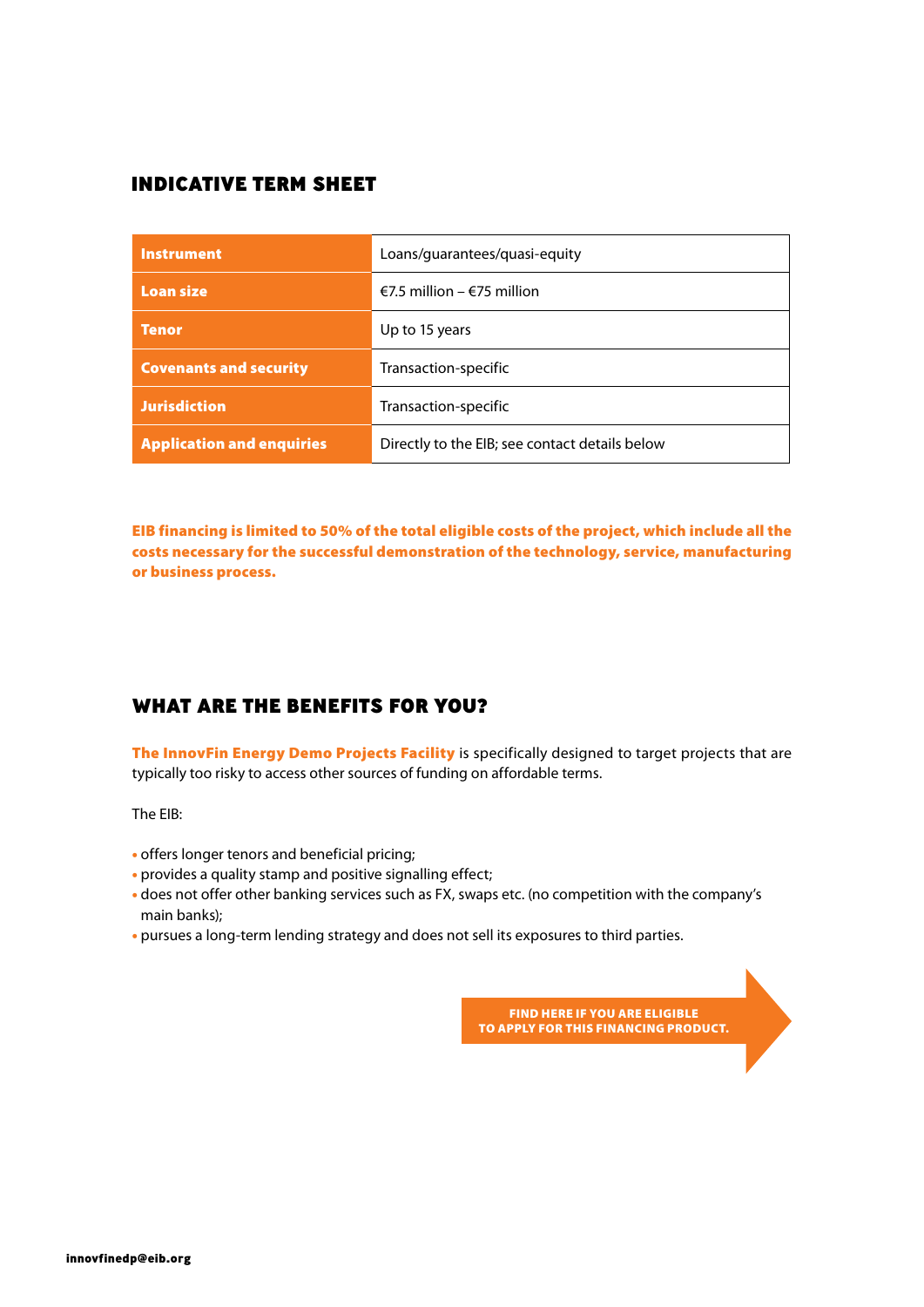## INDICATIVE TERM SHEET

| | |
|---|---|
| **Instrument** | Loans/guarantees/quasi-equity |
| **Loan size** | €7.5 million – €75 million |
| **Tenor** | Up to 15 years |
| **Covenants and security** | Transaction-specific |
| **Jurisdiction** | Transaction-specific |
| **Application and enquiries** | Directly to the EIB; see contact details below |

**EIB financing is limited to 50% of the total eligible costs of the project, which include all the costs necessary for the successful demonstration of the technology, service, manufacturing or business process.**

## WHAT ARE THE BENEFITS FOR YOU?

**The InnovFin Energy Demo Projects Facility** is specifically designed to target projects that are typically too risky to access other sources of funding on affordable terms.

The EIB:

- offers longer tenors and beneficial pricing;
- provides a quality stamp and positive signalling effect;
- does not offer other banking services such as FX, swaps etc. (no competition with the company's main banks);
- pursues a long-term lending strategy and does not sell its exposures to third parties.

**FIND HERE IF YOU ARE ELIGIBLE TO APPLY FOR THIS FINANCING PRODUCT.**

**innovfinedp@eib.org**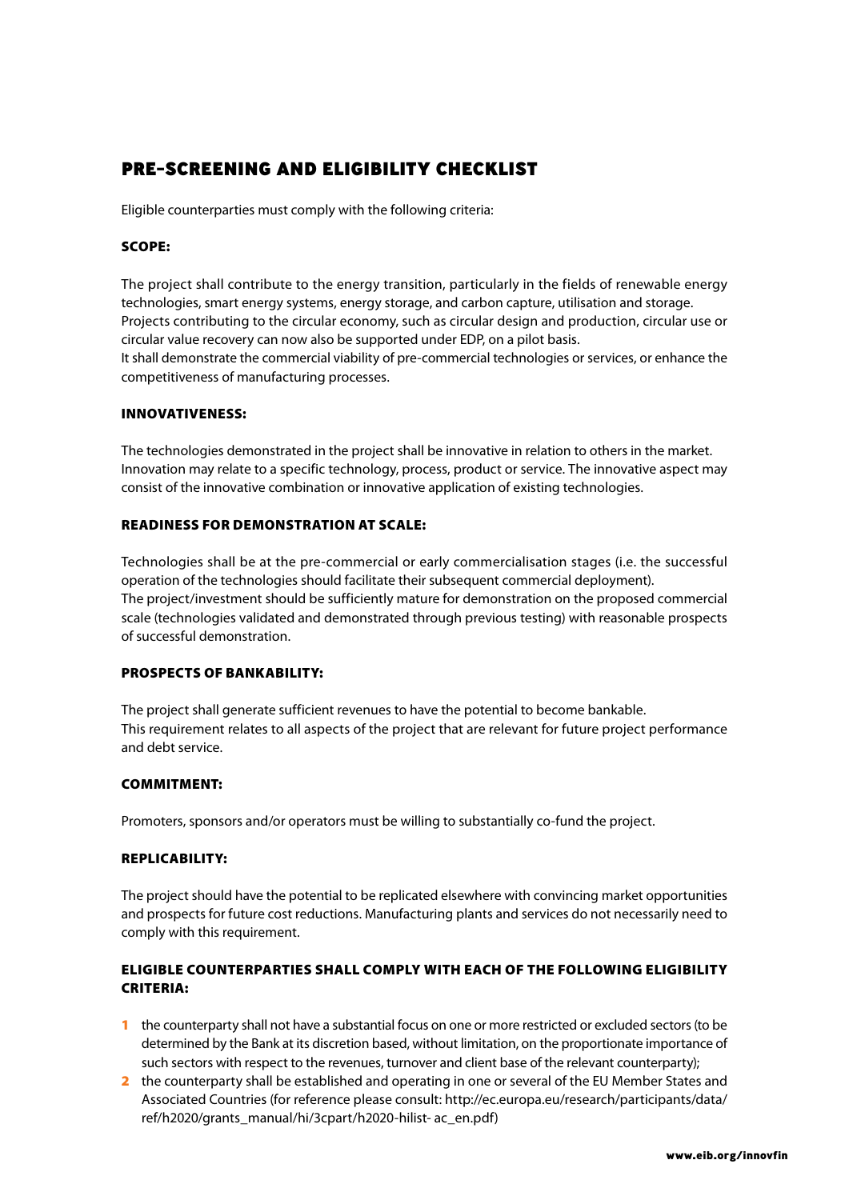# PRE-SCREENING AND ELIGIBILITY CHECKLIST

Eligible counterparties must comply with the following criteria:

## SCOPE:

The project shall contribute to the energy transition, particularly in the fields of renewable energy technologies, smart energy systems, energy storage, and carbon capture, utilisation and storage. Projects contributing to the circular economy, such as circular design and production, circular use or circular value recovery can now also be supported under EDP, on a pilot basis.
It shall demonstrate the commercial viability of pre-commercial technologies or services, or enhance the competitiveness of manufacturing processes.

## INNOVATIVENESS:

The technologies demonstrated in the project shall be innovative in relation to others in the market. Innovation may relate to a specific technology, process, product or service. The innovative aspect may consist of the innovative combination or innovative application of existing technologies.

## READINESS FOR DEMONSTRATION AT SCALE:

Technologies shall be at the pre-commercial or early commercialisation stages (i.e. the successful operation of the technologies should facilitate their subsequent commercial deployment).
The project/investment should be sufficiently mature for demonstration on the proposed commercial scale (technologies validated and demonstrated through previous testing) with reasonable prospects of successful demonstration.

## PROSPECTS OF BANKABILITY:

The project shall generate sufficient revenues to have the potential to become bankable.
This requirement relates to all aspects of the project that are relevant for future project performance and debt service.

## COMMITMENT:

Promoters, sponsors and/or operators must be willing to substantially co-fund the project.

## REPLICABILITY:

The project should have the potential to be replicated elsewhere with convincing market opportunities and prospects for future cost reductions. Manufacturing plants and services do not necessarily need to comply with this requirement.

## ELIGIBLE COUNTERPARTIES SHALL COMPLY WITH EACH OF THE FOLLOWING ELIGIBILITY CRITERIA:

1. the counterparty shall not have a substantial focus on one or more restricted or excluded sectors (to be determined by the Bank at its discretion based, without limitation, on the proportionate importance of such sectors with respect to the revenues, turnover and client base of the relevant counterparty);
2. the counterparty shall be established and operating in one or several of the EU Member States and Associated Countries (for reference please consult: http://ec.europa.eu/research/participants/data/ref/h2020/grants_manual/hi/3cpart/h2020-hilist- ac_en.pdf)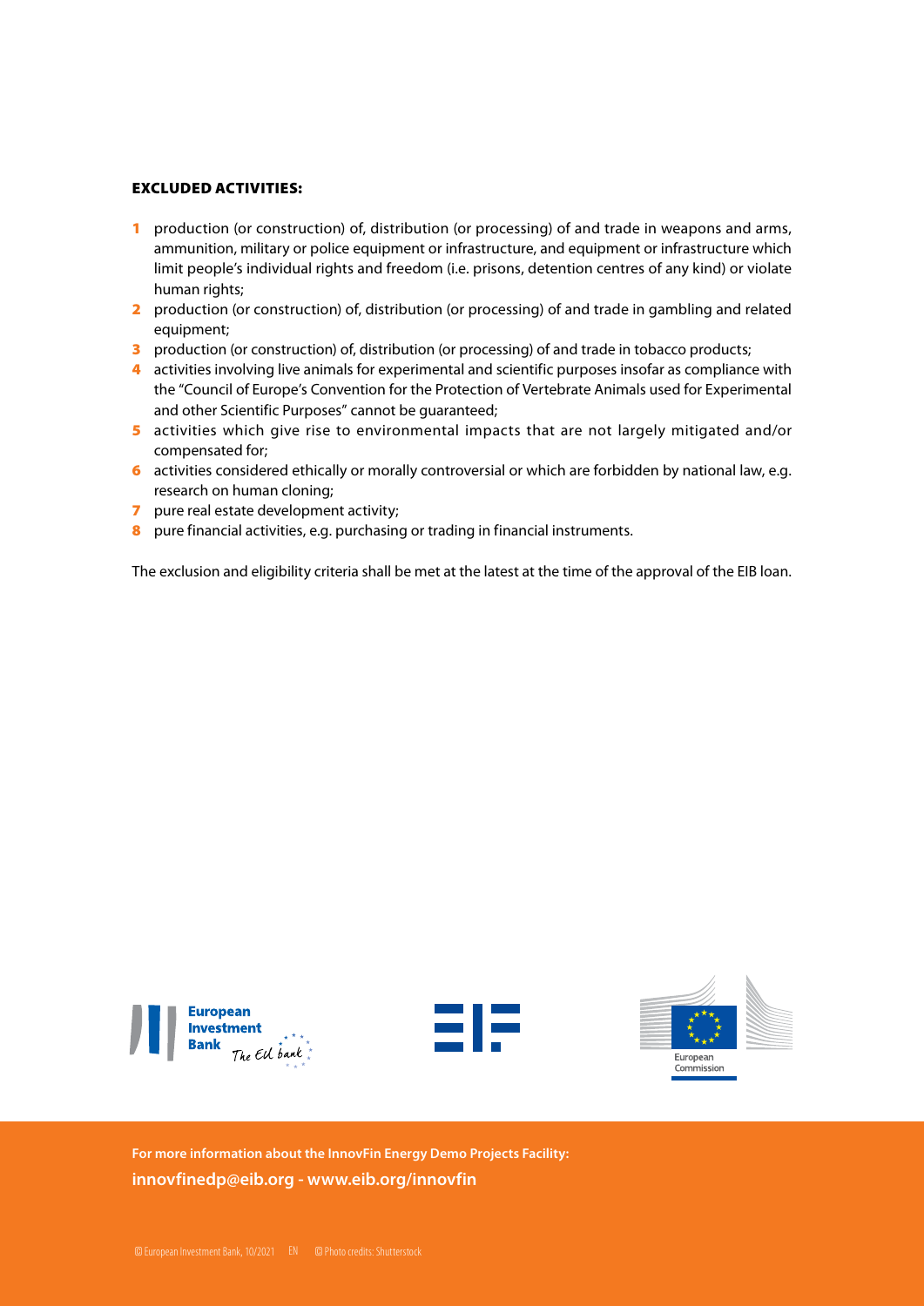**EXCLUDED ACTIVITIES:**

1. production (or construction) of, distribution (or processing) of and trade in weapons and arms, ammunition, military or police equipment or infrastructure, and equipment or infrastructure which limit people's individual rights and freedom (i.e. prisons, detention centres of any kind) or violate human rights;
2. production (or construction) of, distribution (or processing) of and trade in gambling and related equipment;
3. production (or construction) of, distribution (or processing) of and trade in tobacco products;
4. activities involving live animals for experimental and scientific purposes insofar as compliance with the "Council of Europe's Convention for the Protection of Vertebrate Animals used for Experimental and other Scientific Purposes" cannot be guaranteed;
5. activities which give rise to environmental impacts that are not largely mitigated and/or compensated for;
6. activities considered ethically or morally controversial or which are forbidden by national law, e.g. research on human cloning;
7. pure real estate development activity;
8. pure financial activities, e.g. purchasing or trading in financial instruments.

The exclusion and eligibility criteria shall be met at the latest at the time of the approval of the EIB loan.

European Investment Bank *The EU bank*

European Commission

**For more information about the InnovFin Energy Demo Projects Facility:**

**innovfinedp@eib.org - www.eib.org/innovfin**

© European Investment Bank, 10/2021 EN © Photo credits: Shutterstock